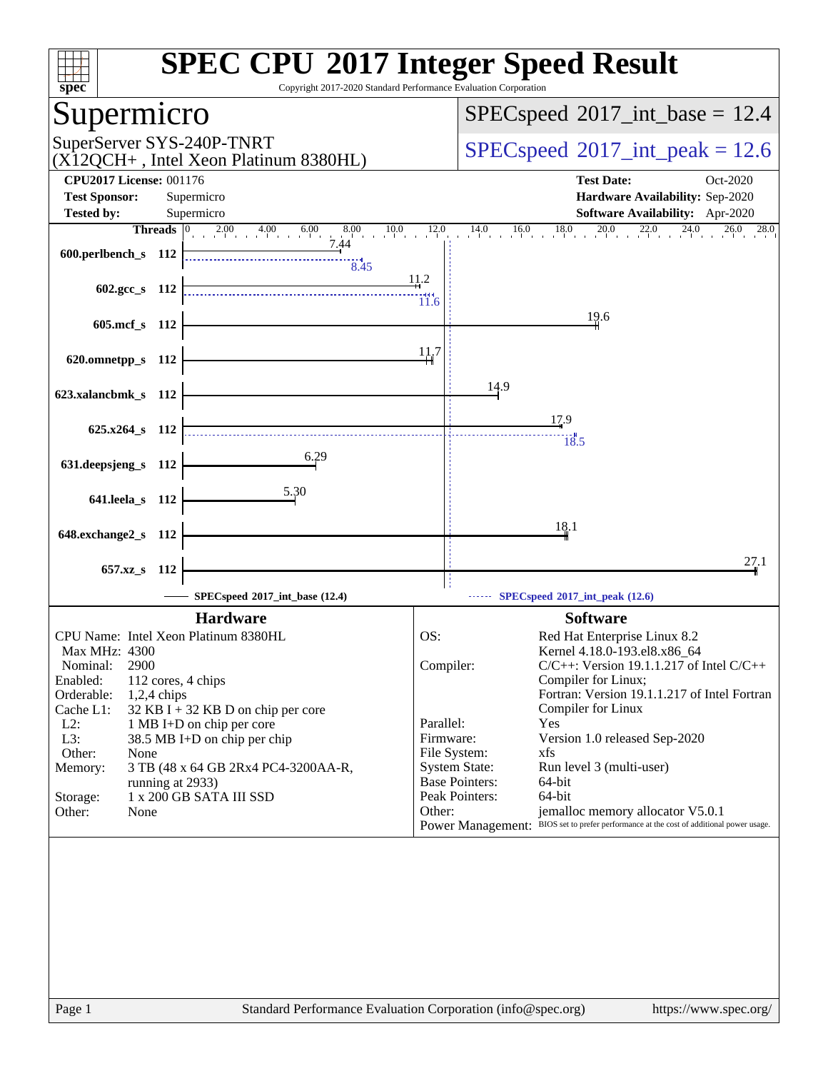# SPEC CPU 2017 Integer Speed Result

Copyright 2017-2020 Standard Performance Evaluation Corporation

## Supermicro

SuperServer SYS-240P-TNRT
(X12QCH+ , Intel Xeon Platinum 8380HL)

SPECspeed 2017_int_base = 12.4

SPECspeed 2017_int_peak = 12.6

**CPU2017 License:** 001176
**Test Sponsor:** Supermicro
**Tested by:** Supermicro

**Test Date:** Oct-2020
**Hardware Availability:** Sep-2020
**Software Availability:** Apr-2020

| Benchmark | Threads | Base | Peak |
|---|---|---|---|
| 600.perlbench_s | 112 | 7.44 | 8.45 |
| 602.gcc_s | 112 | 11.2 | 11.6 |
| 605.mcf_s | 112 | 19.6 | |
| 620.omnetpp_s | 112 | 11.7 | |
| 623.xalancbmk_s | 112 | 14.9 | |
| 625.x264_s | 112 | 17.9 | 18.5 |
| 631.deepsjeng_s | 112 | 6.29 | |
| 641.leela_s | 112 | 5.30 | |
| 648.exchange2_s | 112 | 18.1 | |
| 657.xz_s | 112 | 27.1 | |

SPECspeed 2017_int_base (12.4) — SPECspeed 2017_int_peak (12.6)

### Hardware

- CPU Name: Intel Xeon Platinum 8380HL
- Max MHz: 4300
- Nominal: 2900
- Enabled: 112 cores, 4 chips
- Orderable: 1,2,4 chips
- Cache L1: 32 KB I + 32 KB D on chip per core
- L2: 1 MB I+D on chip per core
- L3: 38.5 MB I+D on chip per chip
- Other: None
- Memory: 3 TB (48 x 64 GB 2Rx4 PC4-3200AA-R, running at 2933)
- Storage: 1 x 200 GB SATA III SSD
- Other: None

### Software

- OS: Red Hat Enterprise Linux 8.2; Kernel 4.18.0-193.el8.x86_64
- Compiler: C/C++: Version 19.1.1.217 of Intel C/C++ Compiler for Linux; Fortran: Version 19.1.1.217 of Intel Fortran Compiler for Linux
- Parallel: Yes
- Firmware: Version 1.0 released Sep-2020
- File System: xfs
- System State: Run level 3 (multi-user)
- Base Pointers: 64-bit
- Peak Pointers: 64-bit
- Other: jemalloc memory allocator V5.0.1
- Power Management: BIOS set to prefer performance at the cost of additional power usage.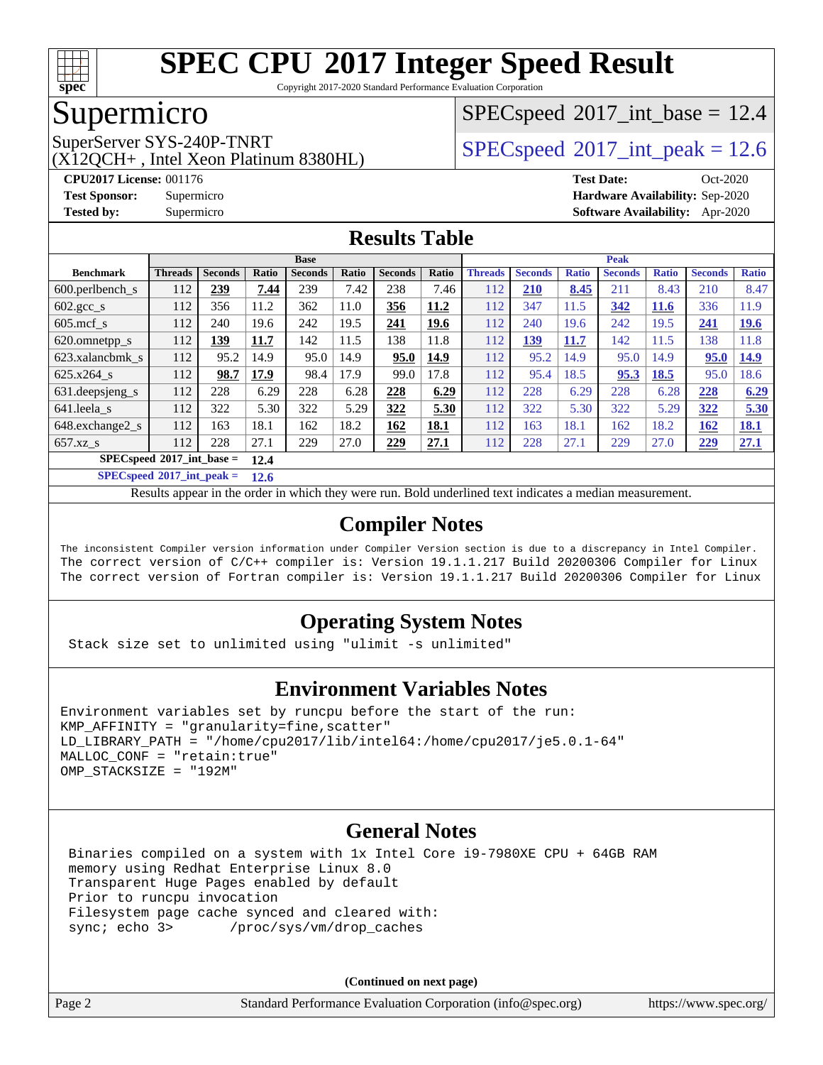# SPEC CPU 2017 Integer Speed Result

Copyright 2017-2020 Standard Performance Evaluation Corporation

## Supermicro

SuperServer SYS-240P-TNRT
(X12QCH+ , Intel Xeon Platinum 8380HL)

SPECspeed 2017_int_base = 12.4

SPECspeed 2017_int_peak = 12.6

**CPU2017 License:** 001176
**Test Sponsor:** Supermicro
**Tested by:** Supermicro

**Test Date:** Oct-2020
**Hardware Availability:** Sep-2020
**Software Availability:** Apr-2020

## Results Table

| Benchmark | Base | | | | | | | Peak | | | | | | |
|---|---|---|---|---|---|---|---|---|---|---|---|---|---|---|
| | Threads | Seconds | Ratio | Seconds | Ratio | Seconds | Ratio | Threads | Seconds | Ratio | Seconds | Ratio | Seconds | Ratio |
| 600.perlbench_s | 112 | **239** | **7.44** | 239 | 7.42 | 238 | 7.46 | 112 | **210** | **8.45** | 211 | 8.43 | 210 | 8.47 |
| 602.gcc_s | 112 | 356 | 11.2 | 362 | 11.0 | **356** | **11.2** | 112 | 347 | 11.5 | **342** | **11.6** | 336 | 11.9 |
| 605.mcf_s | 112 | 240 | 19.6 | 242 | 19.5 | **241** | **19.6** | 112 | 240 | 19.6 | 242 | 19.5 | **241** | **19.6** |
| 620.omnetpp_s | 112 | **139** | **11.7** | 142 | 11.5 | 138 | 11.8 | 112 | **139** | **11.7** | 142 | 11.5 | 138 | 11.8 |
| 623.xalancbmk_s | 112 | 95.2 | 14.9 | 95.0 | 14.9 | **95.0** | **14.9** | 112 | 95.2 | 14.9 | 95.0 | 14.9 | **95.0** | **14.9** |
| 625.x264_s | 112 | **98.7** | **17.9** | 98.4 | 17.9 | 99.0 | 17.8 | 112 | 95.4 | 18.5 | **95.3** | **18.5** | 95.0 | 18.6 |
| 631.deepsjeng_s | 112 | 228 | 6.29 | 228 | 6.28 | **228** | **6.29** | 112 | 228 | 6.29 | 228 | 6.28 | **228** | **6.29** |
| 641.leela_s | 112 | 322 | 5.30 | 322 | 5.29 | **322** | **5.30** | 112 | 322 | 5.30 | 322 | 5.29 | **322** | **5.30** |
| 648.exchange2_s | 112 | 163 | 18.1 | 162 | 18.2 | **162** | **18.1** | 112 | 163 | 18.1 | 162 | 18.2 | **162** | **18.1** |
| 657.xz_s | 112 | 228 | 27.1 | 229 | 27.0 | **229** | **27.1** | 112 | 228 | 27.1 | 229 | 27.0 | **229** | **27.1** |

**SPECspeed 2017_int_base = 12.4**

**SPECspeed 2017_int_peak = 12.6**

Results appear in the order in which they were run. Bold underlined text indicates a median measurement.

## Compiler Notes

```
The inconsistent Compiler version information under Compiler Version section is due to a discrepancy in Intel Compiler.
The correct version of C/C++ compiler is: Version 19.1.1.217 Build 20200306 Compiler for Linux
The correct version of Fortran compiler is: Version 19.1.1.217 Build 20200306 Compiler for Linux
```

## Operating System Notes

```
Stack size set to unlimited using "ulimit -s unlimited"
```

## Environment Variables Notes

```
Environment variables set by runcpu before the start of the run:
KMP_AFFINITY = "granularity=fine,scatter"
LD_LIBRARY_PATH = "/home/cpu2017/lib/intel64:/home/cpu2017/je5.0.1-64"
MALLOC_CONF = "retain:true"
OMP_STACKSIZE = "192M"
```

## General Notes

```
Binaries compiled on a system with 1x Intel Core i9-7980XE CPU + 64GB RAM
memory using Redhat Enterprise Linux 8.0
Transparent Huge Pages enabled by default
Prior to runcpu invocation
Filesystem page cache synced and cleared with:
sync; echo 3>       /proc/sys/vm/drop_caches
```

**(Continued on next page)**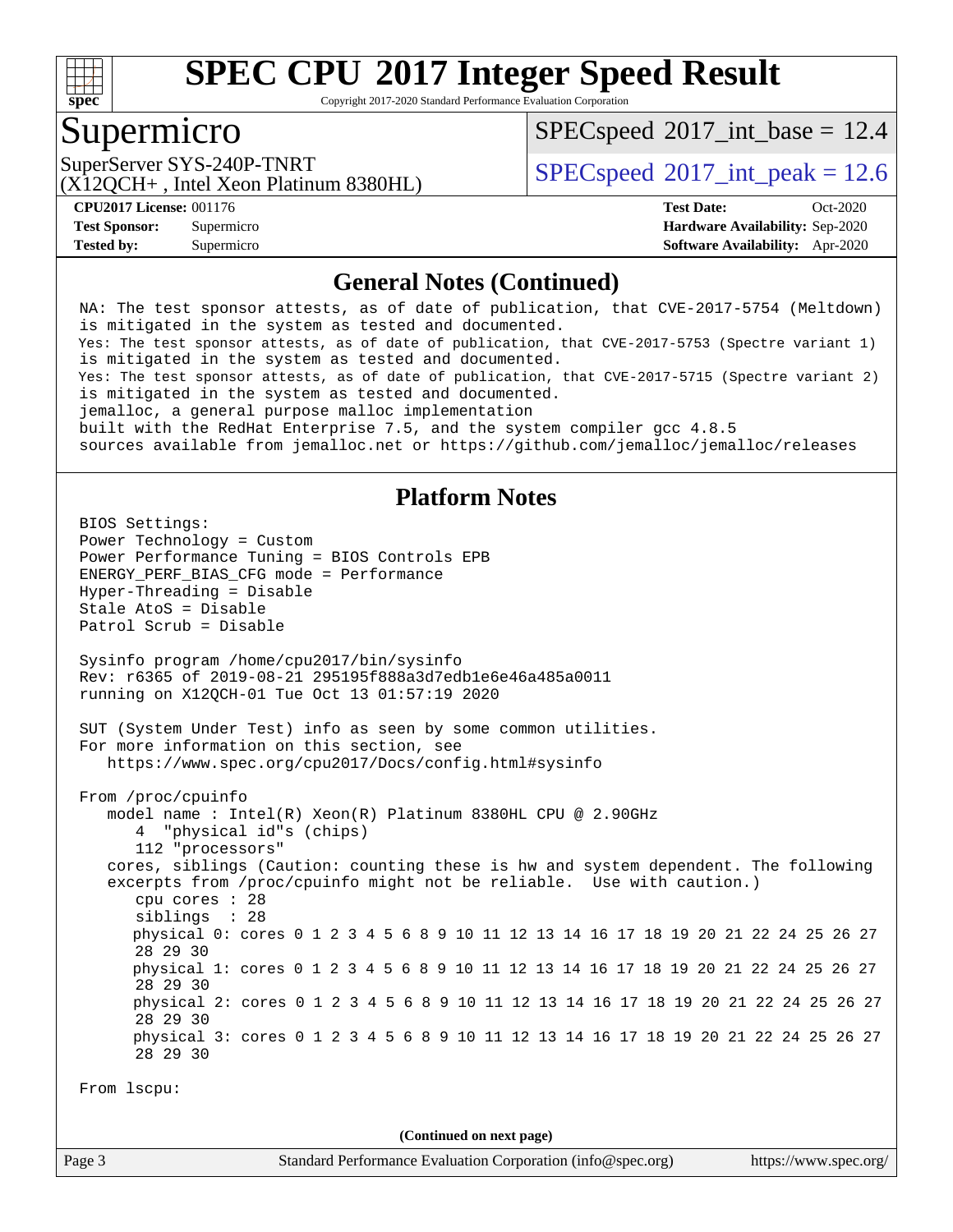# SPEC CPU 2017 Integer Speed Result

Copyright 2017-2020 Standard Performance Evaluation Corporation

## Supermicro

SuperServer SYS-240P-TNRT
(X12QCH+ , Intel Xeon Platinum 8380HL)

SPECspeed 2017_int_base = 12.4

SPECspeed 2017_int_peak = 12.6

**CPU2017 License:** 001176
**Test Sponsor:** Supermicro
**Tested by:** Supermicro

**Test Date:** Oct-2020
**Hardware Availability:** Sep-2020
**Software Availability:** Apr-2020

## General Notes (Continued)

```
NA: The test sponsor attests, as of date of publication, that CVE-2017-5754 (Meltdown)
is mitigated in the system as tested and documented.
Yes: The test sponsor attests, as of date of publication, that CVE-2017-5753 (Spectre variant 1)
is mitigated in the system as tested and documented.
Yes: The test sponsor attests, as of date of publication, that CVE-2017-5715 (Spectre variant 2)
is mitigated in the system as tested and documented.
jemalloc, a general purpose malloc implementation
built with the RedHat Enterprise 7.5, and the system compiler gcc 4.8.5
sources available from jemalloc.net or https://github.com/jemalloc/jemalloc/releases
```

## Platform Notes

```
BIOS Settings:
Power Technology = Custom
Power Performance Tuning = BIOS Controls EPB
ENERGY_PERF_BIAS_CFG mode = Performance
Hyper-Threading = Disable
Stale AtoS = Disable
Patrol Scrub = Disable

Sysinfo program /home/cpu2017/bin/sysinfo
Rev: r6365 of 2019-08-21 295195f888a3d7edb1e6e46a485a0011
running on X12QCH-01 Tue Oct 13 01:57:19 2020

SUT (System Under Test) info as seen by some common utilities.
For more information on this section, see
   https://www.spec.org/cpu2017/Docs/config.html#sysinfo

From /proc/cpuinfo
   model name : Intel(R) Xeon(R) Platinum 8380HL CPU @ 2.90GHz
      4  "physical id"s (chips)
      112 "processors"
   cores, siblings (Caution: counting these is hw and system dependent. The following
   excerpts from /proc/cpuinfo might not be reliable.  Use with caution.)
      cpu cores : 28
      siblings  : 28
      physical 0: cores 0 1 2 3 4 5 6 8 9 10 11 12 13 14 16 17 18 19 20 21 22 24 25 26 27
      28 29 30
      physical 1: cores 0 1 2 3 4 5 6 8 9 10 11 12 13 14 16 17 18 19 20 21 22 24 25 26 27
      28 29 30
      physical 2: cores 0 1 2 3 4 5 6 8 9 10 11 12 13 14 16 17 18 19 20 21 22 24 25 26 27
      28 29 30
      physical 3: cores 0 1 2 3 4 5 6 8 9 10 11 12 13 14 16 17 18 19 20 21 22 24 25 26 27
      28 29 30

From lscpu:
```

(Continued on next page)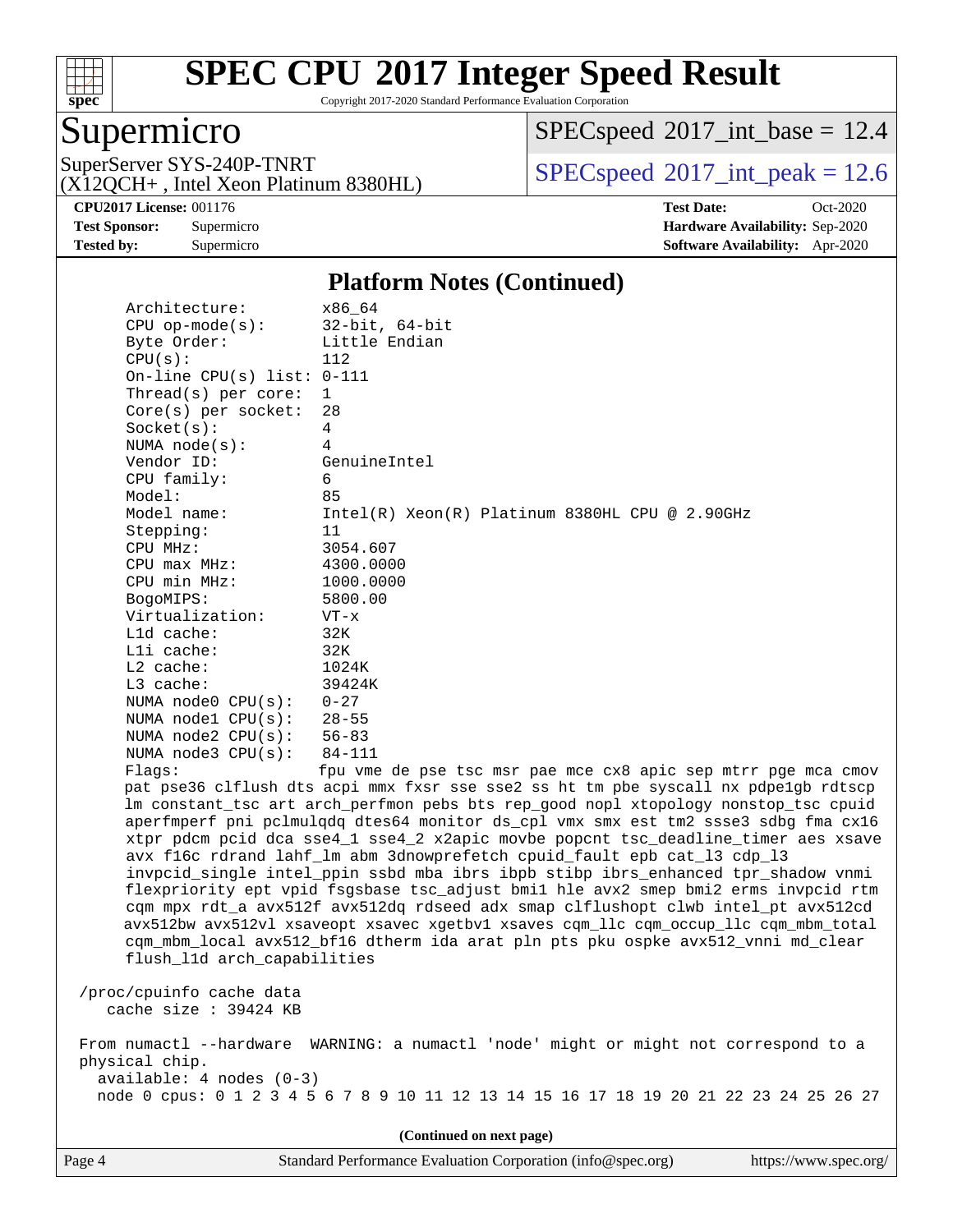# SPEC CPU 2017 Integer Speed Result

Copyright 2017-2020 Standard Performance Evaluation Corporation

## Supermicro

SuperServer SYS-240P-TNRT
(X12QCH+ , Intel Xeon Platinum 8380HL)

SPECspeed 2017_int_base = 12.4

SPECspeed 2017_int_peak = 12.6

**CPU2017 License:** 001176
**Test Sponsor:** Supermicro
**Tested by:** Supermicro

**Test Date:** Oct-2020
**Hardware Availability:** Sep-2020
**Software Availability:** Apr-2020

### Platform Notes (Continued)

```
     Architecture:        x86_64
     CPU op-mode(s):      32-bit, 64-bit
     Byte Order:          Little Endian
     CPU(s):              112
     On-line CPU(s) list: 0-111
     Thread(s) per core:  1
     Core(s) per socket:  28
     Socket(s):           4
     NUMA node(s):        4
     Vendor ID:           GenuineIntel
     CPU family:          6
     Model:               85
     Model name:          Intel(R) Xeon(R) Platinum 8380HL CPU @ 2.90GHz
     Stepping:            11
     CPU MHz:             3054.607
     CPU max MHz:         4300.0000
     CPU min MHz:         1000.0000
     BogoMIPS:            5800.00
     Virtualization:      VT-x
     L1d cache:           32K
     L1i cache:           32K
     L2 cache:            1024K
     L3 cache:            39424K
     NUMA node0 CPU(s):   0-27
     NUMA node1 CPU(s):   28-55
     NUMA node2 CPU(s):   56-83
     NUMA node3 CPU(s):   84-111
     Flags:               fpu vme de pse tsc msr pae mce cx8 apic sep mtrr pge mca cmov
     pat pse36 clflush dts acpi mmx fxsr sse sse2 ss ht tm pbe syscall nx pdpe1gb rdtscp
     lm constant_tsc art arch_perfmon pebs bts rep_good nopl xtopology nonstop_tsc cpuid
     aperfmperf pni pclmulqdq dtes64 monitor ds_cpl vmx smx est tm2 ssse3 sdbg fma cx16
     xtpr pdcm pcid dca sse4_1 sse4_2 x2apic movbe popcnt tsc_deadline_timer aes xsave
     avx f16c rdrand lahf_lm abm 3dnowprefetch cpuid_fault epb cat_l3 cdp_l3
     invpcid_single intel_ppin ssbd mba ibrs ibpb stibp ibrs_enhanced tpr_shadow vnmi
     flexpriority ept vpid fsgsbase tsc_adjust bmi1 hle avx2 smep bmi2 erms invpcid rtm
     cqm mpx rdt_a avx512f avx512dq rdseed adx smap clflushopt clwb intel_pt avx512cd
     avx512bw avx512vl xsaveopt xsavec xgetbv1 xsaves cqm_llc cqm_occup_llc cqm_mbm_total
     cqm_mbm_local avx512_bf16 dtherm ida arat pln pts pku ospke avx512_vnni md_clear
     flush_l1d arch_capabilities

 /proc/cpuinfo cache data
    cache size : 39424 KB

 From numactl --hardware  WARNING: a numactl 'node' might or might not correspond to a
 physical chip.
   available: 4 nodes (0-3)
   node 0 cpus: 0 1 2 3 4 5 6 7 8 9 10 11 12 13 14 15 16 17 18 19 20 21 22 23 24 25 26 27
```

(Continued on next page)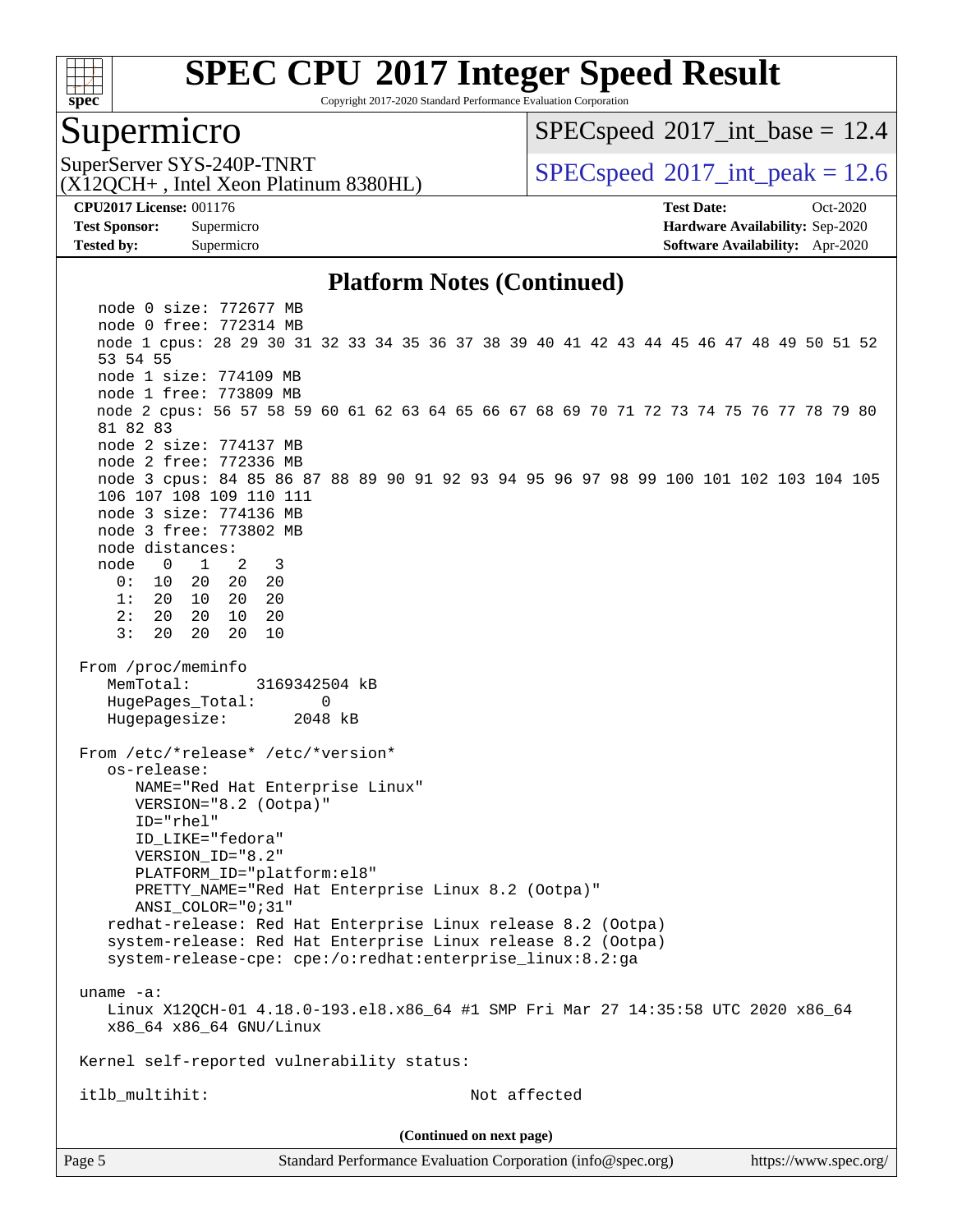# SPEC CPU 2017 Integer Speed Result

Copyright 2017-2020 Standard Performance Evaluation Corporation

## Supermicro

SuperServer SYS-240P-TNRT
(X12QCH+ , Intel Xeon Platinum 8380HL)

SPECspeed 2017_int_base = 12.4

SPECspeed 2017_int_peak = 12.6

**CPU2017 License:** 001176
**Test Sponsor:** Supermicro
**Tested by:** Supermicro

**Test Date:** Oct-2020
**Hardware Availability:** Sep-2020
**Software Availability:** Apr-2020

### Platform Notes (Continued)

```
    node 0 size: 772677 MB
    node 0 free: 772314 MB
    node 1 cpus: 28 29 30 31 32 33 34 35 36 37 38 39 40 41 42 43 44 45 46 47 48 49 50 51 52
    53 54 55
    node 1 size: 774109 MB
    node 1 free: 773809 MB
    node 2 cpus: 56 57 58 59 60 61 62 63 64 65 66 67 68 69 70 71 72 73 74 75 76 77 78 79 80
    81 82 83
    node 2 size: 774137 MB
    node 2 free: 772336 MB
    node 3 cpus: 84 85 86 87 88 89 90 91 92 93 94 95 96 97 98 99 100 101 102 103 104 105
    106 107 108 109 110 111
    node 3 size: 774136 MB
    node 3 free: 773802 MB
    node distances:
    node   0   1   2   3
      0:  10  20  20  20
      1:  20  10  20  20
      2:  20  20  10  20
      3:  20  20  20  10

 From /proc/meminfo
    MemTotal:       3169342504 kB
    HugePages_Total:       0
    Hugepagesize:       2048 kB

 From /etc/*release* /etc/*version*
    os-release:
       NAME="Red Hat Enterprise Linux"
       VERSION="8.2 (Ootpa)"
       ID="rhel"
       ID_LIKE="fedora"
       VERSION_ID="8.2"
       PLATFORM_ID="platform:el8"
       PRETTY_NAME="Red Hat Enterprise Linux 8.2 (Ootpa)"
       ANSI_COLOR="0;31"
    redhat-release: Red Hat Enterprise Linux release 8.2 (Ootpa)
    system-release: Red Hat Enterprise Linux release 8.2 (Ootpa)
    system-release-cpe: cpe:/o:redhat:enterprise_linux:8.2:ga

 uname -a:
    Linux X12QCH-01 4.18.0-193.el8.x86_64 #1 SMP Fri Mar 27 14:35:58 UTC 2020 x86_64
    x86_64 x86_64 GNU/Linux

 Kernel self-reported vulnerability status:

 itlb_multihit:                                   Not affected
```

(Continued on next page)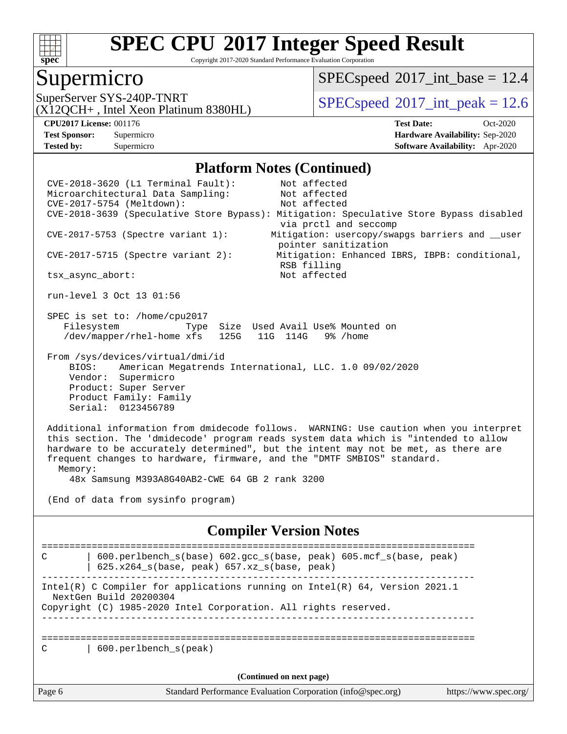# SPEC CPU 2017 Integer Speed Result

Copyright 2017-2020 Standard Performance Evaluation Corporation

## Supermicro

SuperServer SYS-240P-TNRT (X12QCH+ , Intel Xeon Platinum 8380HL)

SPECspeed 2017_int_base = 12.4

SPECspeed 2017_int_peak = 12.6

**CPU2017 License:** 001176
**Test Sponsor:** Supermicro
**Tested by:** Supermicro

**Test Date:** Oct-2020
**Hardware Availability:** Sep-2020
**Software Availability:** Apr-2020

## Platform Notes (Continued)

```
CVE-2018-3620 (L1 Terminal Fault):          Not affected
Microarchitectural Data Sampling:           Not affected
CVE-2017-5754 (Meltdown):                   Not affected
CVE-2018-3639 (Speculative Store Bypass): Mitigation: Speculative Store Bypass disabled
                                            via prctl and seccomp
CVE-2017-5753 (Spectre variant 1):         Mitigation: usercopy/swapgs barriers and __user
                                            pointer sanitization
CVE-2017-5715 (Spectre variant 2):          Mitigation: Enhanced IBRS, IBPB: conditional,
                                            RSB filling
tsx_async_abort:                            Not affected

run-level 3 Oct 13 01:56

SPEC is set to: /home/cpu2017
   Filesystem            Type  Size  Used Avail Use% Mounted on
   /dev/mapper/rhel-home xfs   125G   11G  114G   9% /home

From /sys/devices/virtual/dmi/id
    BIOS:    American Megatrends International, LLC. 1.0 09/02/2020
    Vendor:  Supermicro
    Product: Super Server
    Product Family: Family
    Serial:  0123456789

Additional information from dmidecode follows.  WARNING: Use caution when you interpret
this section. The 'dmidecode' program reads system data which is "intended to allow
hardware to be accurately determined", but the intent may not be met, as there are
frequent changes to hardware, firmware, and the "DMTF SMBIOS" standard.
  Memory:
    48x Samsung M393A8G40AB2-CWE 64 GB 2 rank 3200

(End of data from sysinfo program)
```

## Compiler Version Notes

```
==============================================================================
C       | 600.perlbench_s(base) 602.gcc_s(base, peak) 605.mcf_s(base, peak)
        | 625.x264_s(base, peak) 657.xz_s(base, peak)
------------------------------------------------------------------------------
Intel(R) C Compiler for applications running on Intel(R) 64, Version 2021.1
  NextGen Build 20200304
Copyright (C) 1985-2020 Intel Corporation. All rights reserved.
------------------------------------------------------------------------------

==============================================================================
C       | 600.perlbench_s(peak)
```

(Continued on next page)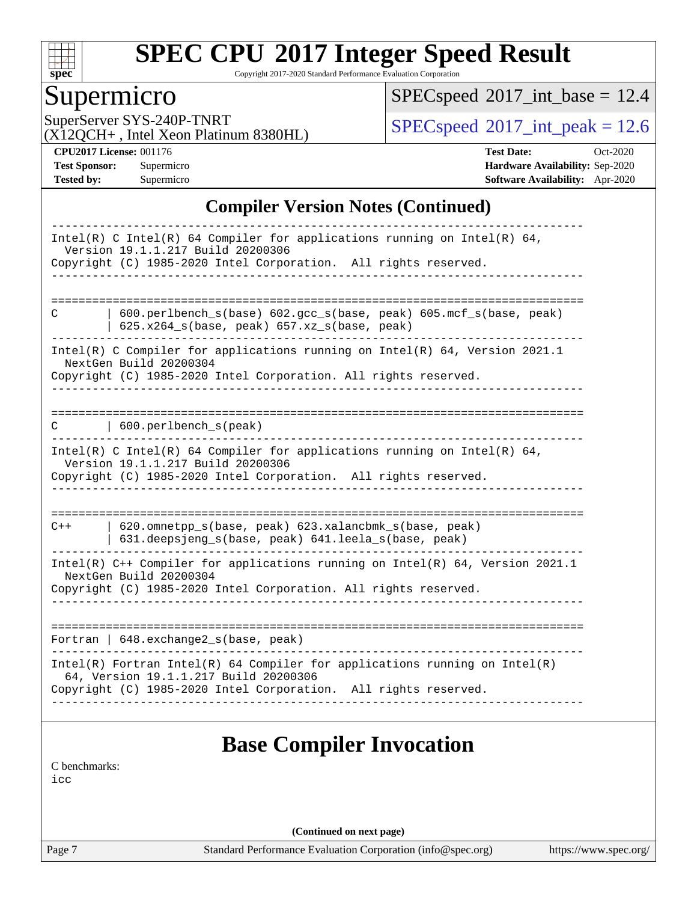## Compiler Version Notes (Continued)

```
------------------------------------------------------------------------------
Intel(R) C Intel(R) 64 Compiler for applications running on Intel(R) 64,
  Version 19.1.1.217 Build 20200306
Copyright (C) 1985-2020 Intel Corporation.  All rights reserved.
------------------------------------------------------------------------------

==============================================================================
C       | 600.perlbench_s(base) 602.gcc_s(base, peak) 605.mcf_s(base, peak)
        | 625.x264_s(base, peak) 657.xz_s(base, peak)
------------------------------------------------------------------------------
Intel(R) C Compiler for applications running on Intel(R) 64, Version 2021.1
  NextGen Build 20200304
Copyright (C) 1985-2020 Intel Corporation. All rights reserved.
------------------------------------------------------------------------------

==============================================================================
C       | 600.perlbench_s(peak)
------------------------------------------------------------------------------
Intel(R) C Intel(R) 64 Compiler for applications running on Intel(R) 64,
  Version 19.1.1.217 Build 20200306
Copyright (C) 1985-2020 Intel Corporation.  All rights reserved.
------------------------------------------------------------------------------

==============================================================================
C++     | 620.omnetpp_s(base, peak) 623.xalancbmk_s(base, peak)
        | 631.deepsjeng_s(base, peak) 641.leela_s(base, peak)
------------------------------------------------------------------------------
Intel(R) C++ Compiler for applications running on Intel(R) 64, Version 2021.1
  NextGen Build 20200304
Copyright (C) 1985-2020 Intel Corporation. All rights reserved.
------------------------------------------------------------------------------

==============================================================================
Fortran | 648.exchange2_s(base, peak)
------------------------------------------------------------------------------
Intel(R) Fortran Intel(R) 64 Compiler for applications running on Intel(R)
  64, Version 19.1.1.217 Build 20200306
Copyright (C) 1985-2020 Intel Corporation.  All rights reserved.
------------------------------------------------------------------------------
```

## Base Compiler Invocation

C benchmarks:
icc

(Continued on next page)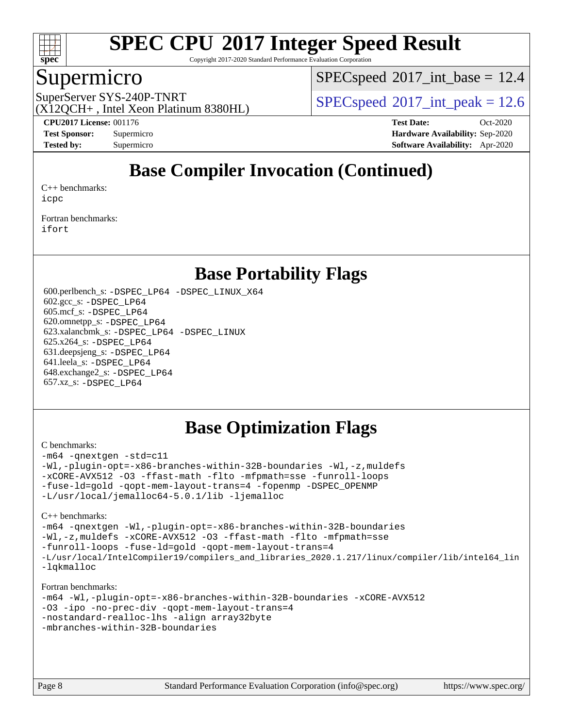# Base Compiler Invocation (Continued)

C++ benchmarks:
icpc

Fortran benchmarks:
ifort

# Base Portability Flags

600.perlbench_s: -DSPEC_LP64 -DSPEC_LINUX_X64
602.gcc_s: -DSPEC_LP64
605.mcf_s: -DSPEC_LP64
620.omnetpp_s: -DSPEC_LP64
623.xalancbmk_s: -DSPEC_LP64 -DSPEC_LINUX
625.x264_s: -DSPEC_LP64
631.deepsjeng_s: -DSPEC_LP64
641.leela_s: -DSPEC_LP64
648.exchange2_s: -DSPEC_LP64
657.xz_s: -DSPEC_LP64

# Base Optimization Flags

C benchmarks:

```
-m64 -qnextgen -std=c11
-Wl,-plugin-opt=-x86-branches-within-32B-boundaries -Wl,-z,muldefs
-xCORE-AVX512 -O3 -ffast-math -flto -mfpmath=sse -funroll-loops
-fuse-ld=gold -qopt-mem-layout-trans=4 -fopenmp -DSPEC_OPENMP
-L/usr/local/jemalloc64-5.0.1/lib -ljemalloc
```

C++ benchmarks:

```
-m64 -qnextgen -Wl,-plugin-opt=-x86-branches-within-32B-boundaries
-Wl,-z,muldefs -xCORE-AVX512 -O3 -ffast-math -flto -mfpmath=sse
-funroll-loops -fuse-ld=gold -qopt-mem-layout-trans=4
-L/usr/local/IntelCompiler19/compilers_and_libraries_2020.1.217/linux/compiler/lib/intel64_lin
-lqkmalloc
```

Fortran benchmarks:

```
-m64 -Wl,-plugin-opt=-x86-branches-within-32B-boundaries -xCORE-AVX512
-O3 -ipo -no-prec-div -qopt-mem-layout-trans=4
-nostandard-realloc-lhs -align array32byte
-mbranches-within-32B-boundaries
```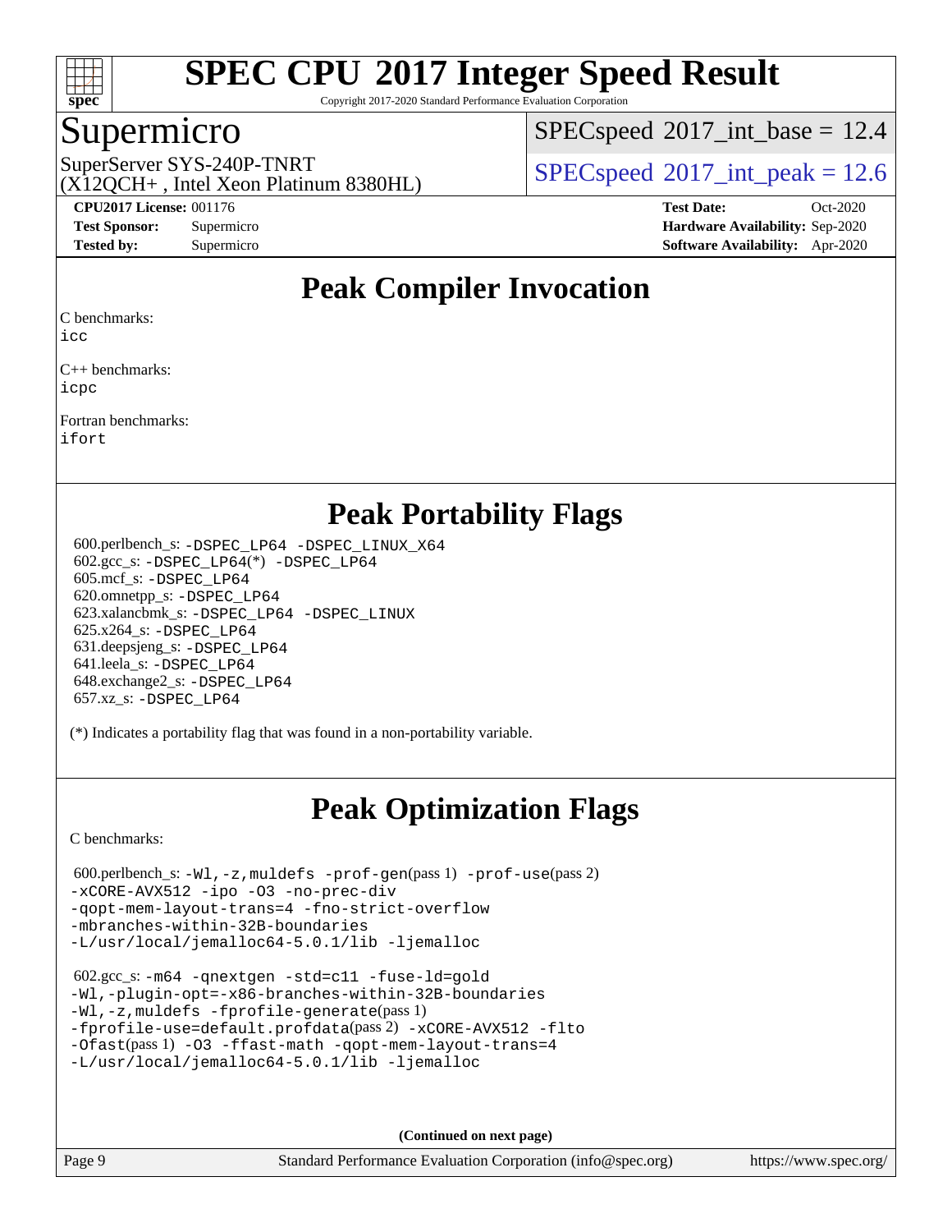# SPEC CPU 2017 Integer Speed Result

Copyright 2017-2020 Standard Performance Evaluation Corporation

## Supermicro

SuperServer SYS-240P-TNRT
(X12QCH+ , Intel Xeon Platinum 8380HL)

SPECspeed 2017_int_base = 12.4

SPECspeed 2017_int_peak = 12.6

**CPU2017 License:** 001176
**Test Sponsor:** Supermicro
**Tested by:** Supermicro

**Test Date:** Oct-2020
**Hardware Availability:** Sep-2020
**Software Availability:** Apr-2020

## Peak Compiler Invocation

C benchmarks:
icc

C++ benchmarks:
icpc

Fortran benchmarks:
ifort

## Peak Portability Flags

600.perlbench_s: -DSPEC_LP64 -DSPEC_LINUX_X64
602.gcc_s: -DSPEC_LP64(*) -DSPEC_LP64
605.mcf_s: -DSPEC_LP64
620.omnetpp_s: -DSPEC_LP64
623.xalancbmk_s: -DSPEC_LP64 -DSPEC_LINUX
625.x264_s: -DSPEC_LP64
631.deepsjeng_s: -DSPEC_LP64
641.leela_s: -DSPEC_LP64
648.exchange2_s: -DSPEC_LP64
657.xz_s: -DSPEC_LP64

(*) Indicates a portability flag that was found in a non-portability variable.

## Peak Optimization Flags

C benchmarks:

600.perlbench_s: -Wl,-z,muldefs -prof-gen(pass 1) -prof-use(pass 2) -xCORE-AVX512 -ipo -O3 -no-prec-div -qopt-mem-layout-trans=4 -fno-strict-overflow -mbranches-within-32B-boundaries -L/usr/local/jemalloc64-5.0.1/lib -ljemalloc

602.gcc_s: -m64 -qnextgen -std=c11 -fuse-ld=gold -Wl,-plugin-opt=-x86-branches-within-32B-boundaries -Wl,-z,muldefs -fprofile-generate(pass 1) -fprofile-use=default.profdata(pass 2) -xCORE-AVX512 -flto -Ofast(pass 1) -O3 -ffast-math -qopt-mem-layout-trans=4 -L/usr/local/jemalloc64-5.0.1/lib -ljemalloc

**(Continued on next page)**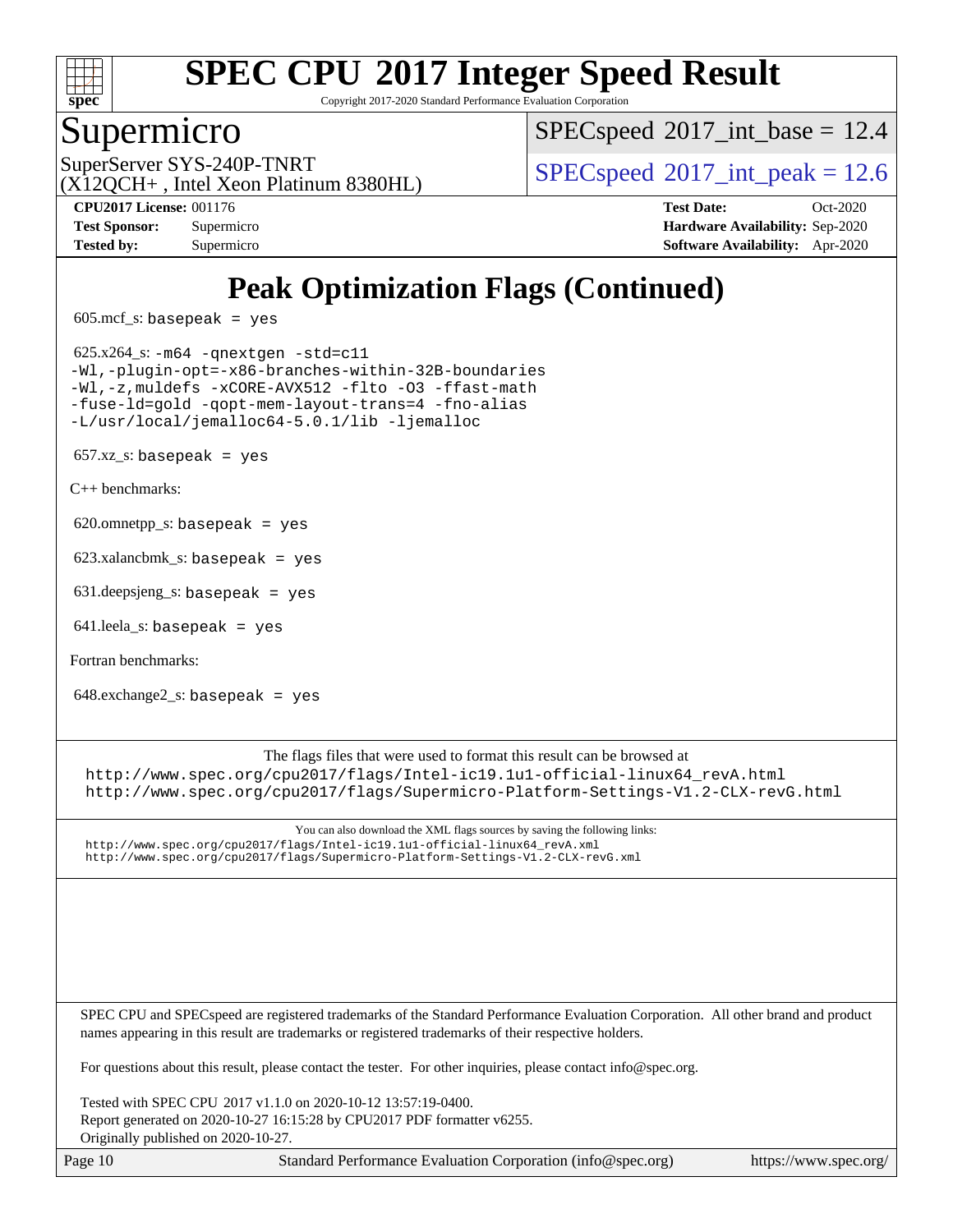# Peak Optimization Flags (Continued)

605.mcf_s: `basepeak = yes`

625.x264_s: `-m64 -qnextgen -std=c11 -Wl,-plugin-opt=-x86-branches-within-32B-boundaries -Wl,-z,muldefs -xCORE-AVX512 -flto -O3 -ffast-math -fuse-ld=gold -qopt-mem-layout-trans=4 -fno-alias -L/usr/local/jemalloc64-5.0.1/lib -ljemalloc`

657.xz_s: `basepeak = yes`

C++ benchmarks:

620.omnetpp_s: `basepeak = yes`

623.xalancbmk_s: `basepeak = yes`

631.deepsjeng_s: `basepeak = yes`

641.leela_s: `basepeak = yes`

Fortran benchmarks:

648.exchange2_s: `basepeak = yes`

The flags files that were used to format this result can be browsed at
http://www.spec.org/cpu2017/flags/Intel-ic19.1u1-official-linux64_revA.html
http://www.spec.org/cpu2017/flags/Supermicro-Platform-Settings-V1.2-CLX-revG.html

You can also download the XML flags sources by saving the following links:
http://www.spec.org/cpu2017/flags/Intel-ic19.1u1-official-linux64_revA.xml
http://www.spec.org/cpu2017/flags/Supermicro-Platform-Settings-V1.2-CLX-revG.xml

SPEC CPU and SPECspeed are registered trademarks of the Standard Performance Evaluation Corporation. All other brand and product names appearing in this result are trademarks or registered trademarks of their respective holders.

For questions about this result, please contact the tester. For other inquiries, please contact info@spec.org.

Tested with SPEC CPU 2017 v1.1.0 on 2020-10-12 13:57:19-0400.
Report generated on 2020-10-27 16:15:28 by CPU2017 PDF formatter v6255.
Originally published on 2020-10-27.